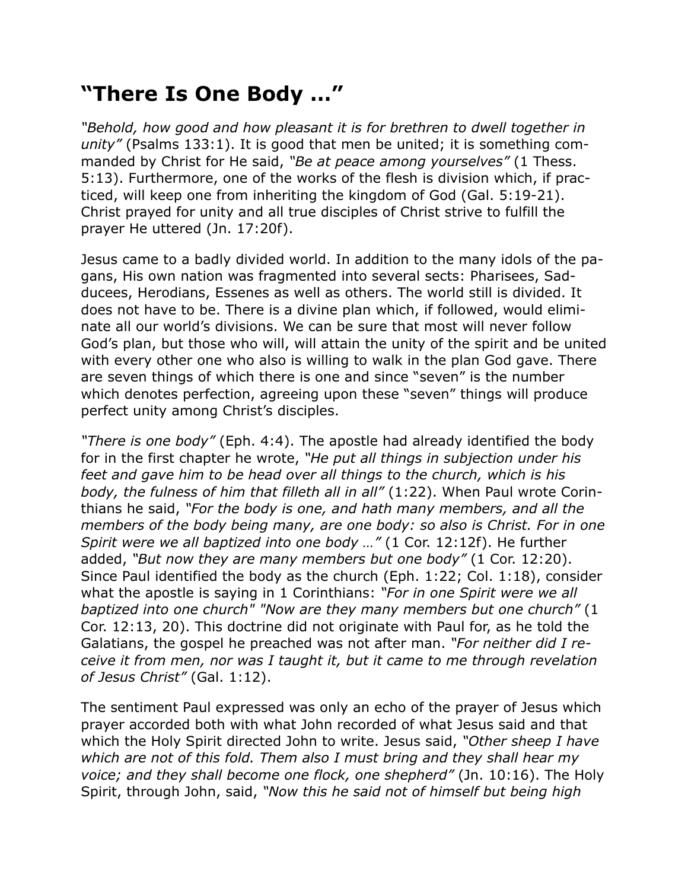# "There Is One Body …"

*"Behold, how good and how pleasant it is for brethren to dwell together in unity"* (Psalms 133:1). It is good that men be united; it is something commanded by Christ for He said, *"Be at peace among yourselves"* (1 Thess. 5:13). Furthermore, one of the works of the flesh is division which, if practiced, will keep one from inheriting the kingdom of God (Gal. 5:19-21). Christ prayed for unity and all true disciples of Christ strive to fulfill the prayer He uttered (Jn. 17:20f).

Jesus came to a badly divided world. In addition to the many idols of the pagans, His own nation was fragmented into several sects: Pharisees, Sadducees, Herodians, Essenes as well as others. The world still is divided. It does not have to be. There is a divine plan which, if followed, would eliminate all our world's divisions. We can be sure that most will never follow God's plan, but those who will, will attain the unity of the spirit and be united with every other one who also is willing to walk in the plan God gave. There are seven things of which there is one and since "seven" is the number which denotes perfection, agreeing upon these "seven" things will produce perfect unity among Christ's disciples.

*"There is one body"* (Eph. 4:4). The apostle had already identified the body for in the first chapter he wrote, *"He put all things in subjection under his feet and gave him to be head over all things to the church, which is his body, the fulness of him that filleth all in all"* (1:22). When Paul wrote Corinthians he said, *"For the body is one, and hath many members, and all the members of the body being many, are one body: so also is Christ. For in one Spirit were we all baptized into one body …"* (1 Cor. 12:12f). He further added, *"But now they are many members but one body"* (1 Cor. 12:20). Since Paul identified the body as the church (Eph. 1:22; Col. 1:18), consider what the apostle is saying in 1 Corinthians: *"For in one Spirit were we all baptized into one church" "Now are they many members but one church"* (1 Cor. 12:13, 20). This doctrine did not originate with Paul for, as he told the Galatians, the gospel he preached was not after man. *"For neither did I receive it from men, nor was I taught it, but it came to me through revelation of Jesus Christ"* (Gal. 1:12).

The sentiment Paul expressed was only an echo of the prayer of Jesus which prayer accorded both with what John recorded of what Jesus said and that which the Holy Spirit directed John to write. Jesus said, *"Other sheep I have which are not of this fold. Them also I must bring and they shall hear my voice; and they shall become one flock, one shepherd"* (Jn. 10:16). The Holy Spirit, through John, said, *"Now this he said not of himself but being high*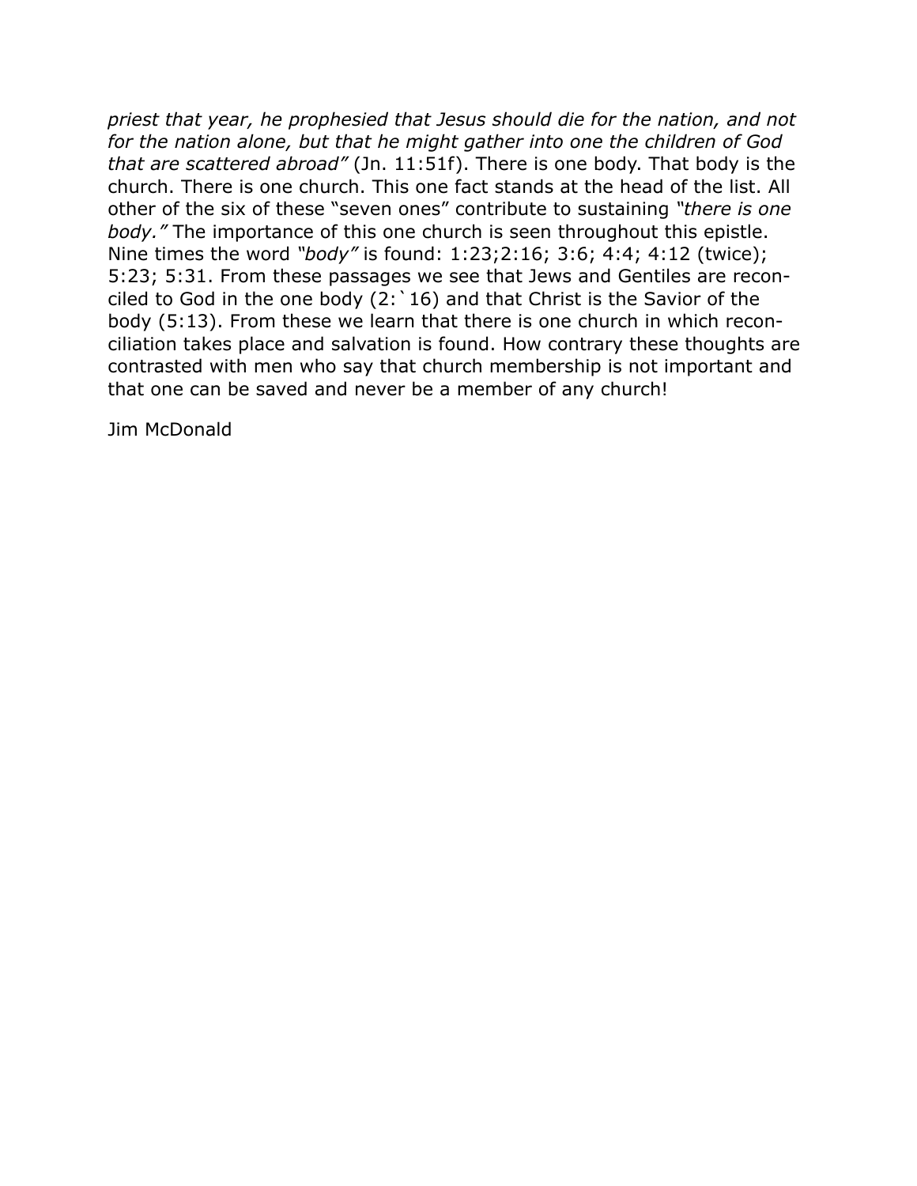*priest that year, he prophesied that Jesus should die for the nation, and not for the nation alone, but that he might gather into one the children of God that are scattered abroad"* (Jn. 11:51f). There is one body. That body is the church. There is one church. This one fact stands at the head of the list. All other of the six of these "seven ones" contribute to sustaining *"there is one body."* The importance of this one church is seen throughout this epistle. Nine times the word *"body"* is found: 1:23;2:16; 3:6; 4:4; 4:12 (twice); 5:23; 5:31. From these passages we see that Jews and Gentiles are reconciled to God in the one body (2:`16) and that Christ is the Savior of the body (5:13). From these we learn that there is one church in which reconciliation takes place and salvation is found. How contrary these thoughts are contrasted with men who say that church membership is not important and that one can be saved and never be a member of any church!

Jim McDonald